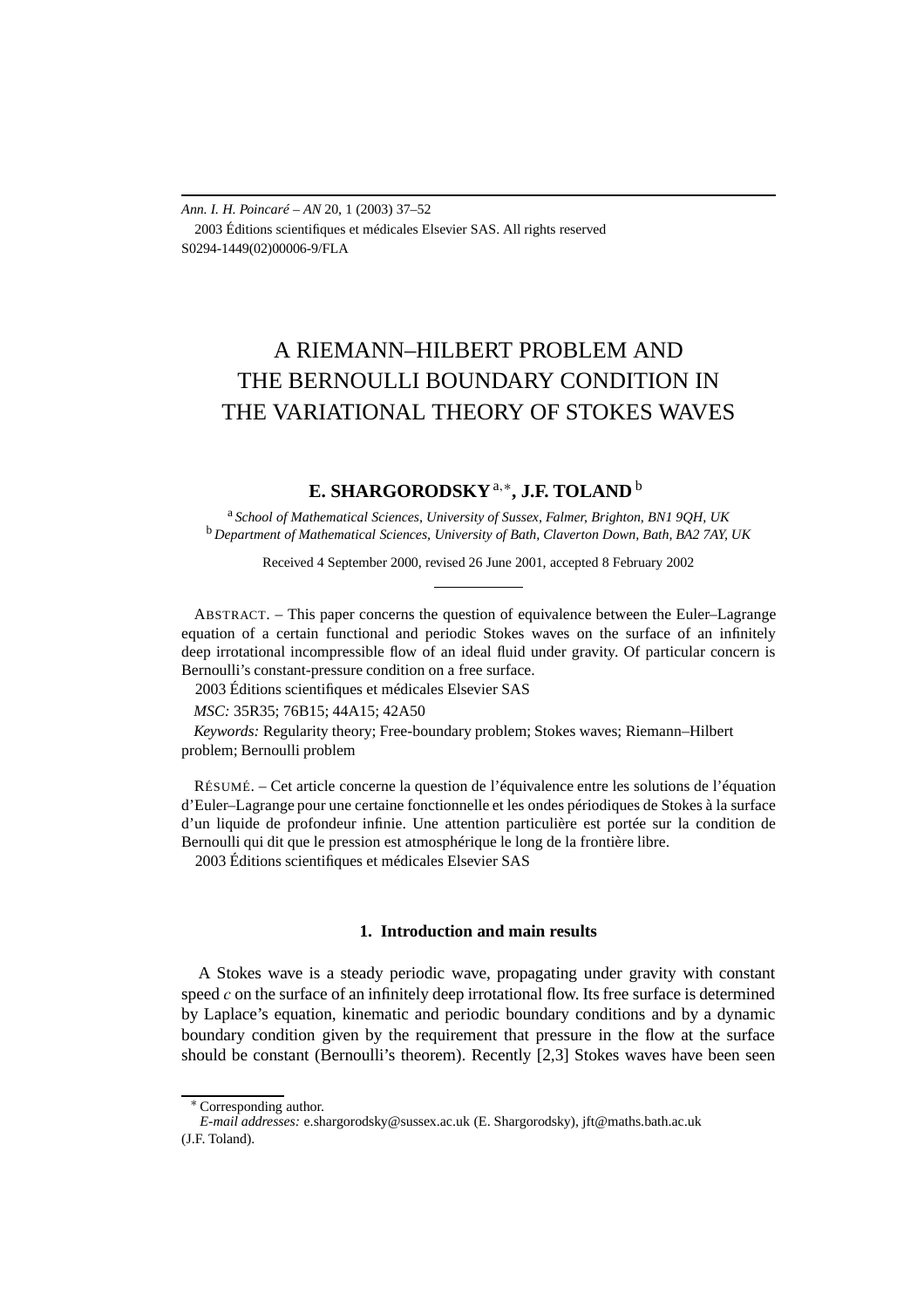Ann. I. H. Poincaré – AN 20, 1 (2003) 37–52
2003 Éditions scientifiques et médicales Elsevier SAS. All rights reserved
S0294-1449(02)00006-9/FLA

# A RIEMANN–HILBERT PROBLEM AND THE BERNOULLI BOUNDARY CONDITION IN THE VARIATIONAL THEORY OF STOKES WAVES

**E. SHARGORODSKY** [a,∗], **J.F. TOLAND** [b]

[a] *School of Mathematical Sciences, University of Sussex, Falmer, Brighton, BN1 9QH, UK*
[b] *Department of Mathematical Sciences, University of Bath, Claverton Down, Bath, BA2 7AY, UK*

Received 4 September 2000, revised 26 June 2001, accepted 8 February 2002

ABSTRACT. – This paper concerns the question of equivalence between the Euler–Lagrange equation of a certain functional and periodic Stokes waves on the surface of an infinitely deep irrotational incompressible flow of an ideal fluid under gravity. Of particular concern is Bernoulli's constant-pressure condition on a free surface.

2003 Éditions scientifiques et médicales Elsevier SAS

*MSC:* 35R35; 76B15; 44A15; 42A50

*Keywords:* Regularity theory; Free-boundary problem; Stokes waves; Riemann–Hilbert problem; Bernoulli problem

RÉSUMÉ. – Cet article concerne la question de l'équivalence entre les solutions de l'équation d'Euler–Lagrange pour une certaine fonctionnelle et les ondes périodiques de Stokes à la surface d'un liquide de profondeur infinie. Une attention particulière est portée sur la condition de Bernoulli qui dit que le pression est atmosphérique le long de la frontière libre.

2003 Éditions scientifiques et médicales Elsevier SAS

## 1. Introduction and main results

A Stokes wave is a steady periodic wave, propagating under gravity with constant speed $c$ on the surface of an infinitely deep irrotational flow. Its free surface is determined by Laplace's equation, kinematic and periodic boundary conditions and by a dynamic boundary condition given by the requirement that pressure in the flow at the surface should be constant (Bernoulli's theorem). Recently [2,3] Stokes waves have been seen

∗ Corresponding author.
*E-mail addresses:* e.shargorodsky@sussex.ac.uk (E. Shargorodsky), jft@maths.bath.ac.uk (J.F. Toland).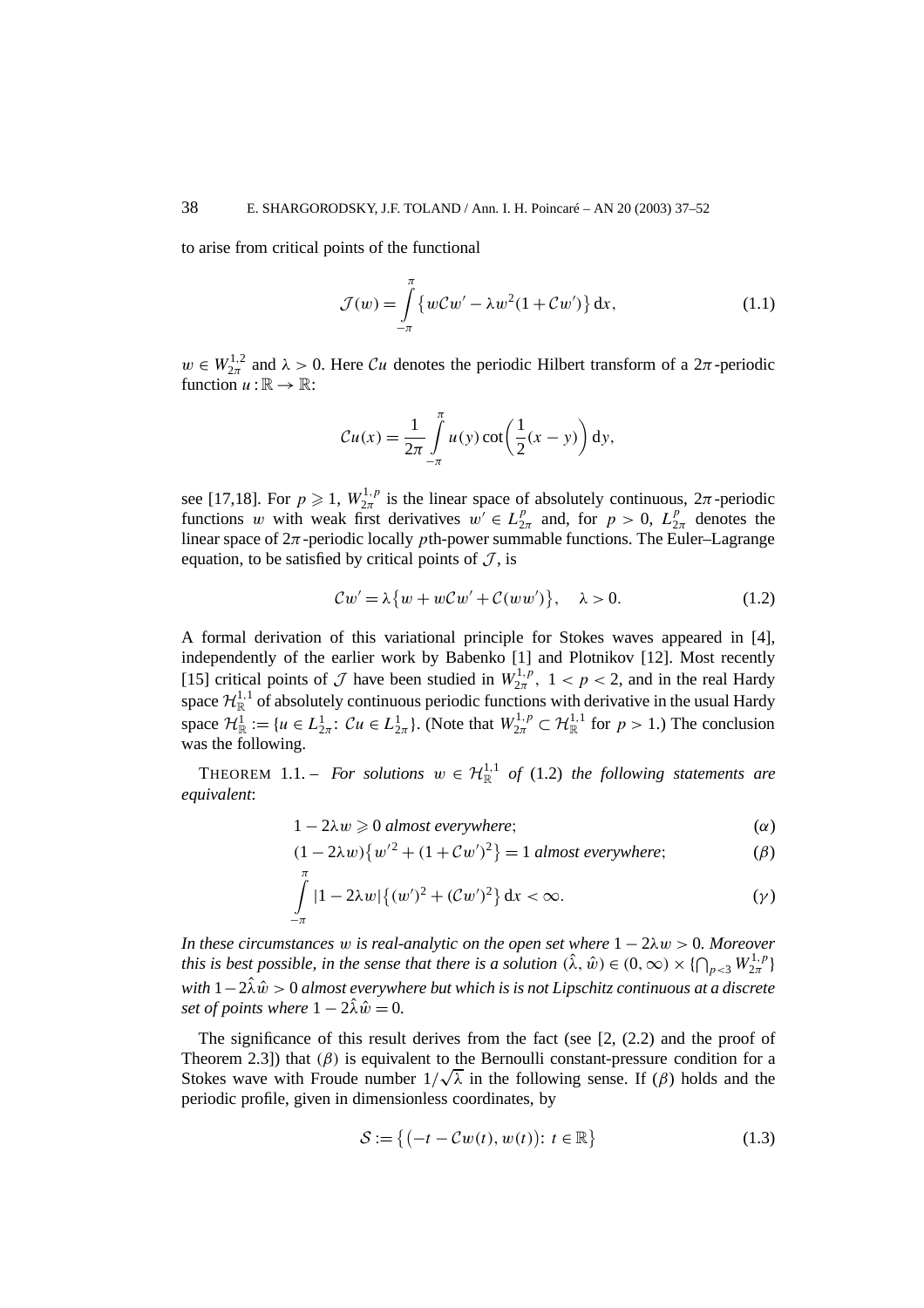to arise from critical points of the functional

$$\mathcal{J}(w) = \int_{-\pi}^{\pi} \left\{ w\mathcal{C}w' - \lambda w^2(1 + \mathcal{C}w') \right\} \mathrm{d}x, \tag{1.1}$$

$w \in W^{1,2}_{2\pi}$ and $\lambda > 0$. Here $\mathcal{C}u$ denotes the periodic Hilbert transform of a $2\pi$-periodic function $u : \mathbb{R} \to \mathbb{R}$:

$$\mathcal{C}u(x) = \frac{1}{2\pi} \int_{-\pi}^{\pi} u(y) \cot\left(\frac{1}{2}(x - y)\right) \mathrm{d}y,$$

see [17,18]. For $p \geqslant 1$, $W^{1,p}_{2\pi}$ is the linear space of absolutely continuous, $2\pi$-periodic functions $w$ with weak first derivatives $w' \in L^p_{2\pi}$ and, for $p > 0$, $L^p_{2\pi}$ denotes the linear space of $2\pi$-periodic locally $p$th-power summable functions. The Euler–Lagrange equation, to be satisfied by critical points of $\mathcal{J}$, is

$$\mathcal{C}w' = \lambda \left\{ w + w\mathcal{C}w' + \mathcal{C}(ww') \right\}, \quad \lambda > 0. \tag{1.2}$$

A formal derivation of this variational principle for Stokes waves appeared in [4], independently of the earlier work by Babenko [1] and Plotnikov [12]. Most recently [15] critical points of $\mathcal{J}$ have been studied in $W^{1,p}_{2\pi}$, $1 < p < 2$, and in the real Hardy space $\mathcal{H}^{1,1}_{\mathbb{R}}$ of absolutely continuous periodic functions with derivative in the usual Hardy space $\mathcal{H}^1_{\mathbb{R}} := \{u \in L^1_{2\pi}\colon \mathcal{C}u \in L^1_{2\pi}\}$. (Note that $W^{1,p}_{2\pi} \subset \mathcal{H}^{1,1}_{\mathbb{R}}$ for $p > 1$.) The conclusion was the following.

THEOREM 1.1. – *For solutions $w \in \mathcal{H}^{1,1}_{\mathbb{R}}$ of* (1.2) *the following statements are equivalent*:

$$1 - 2\lambda w \geqslant 0 \text{ almost everywhere}; \tag{$\alpha$}$$

$$(1 - 2\lambda w)\left\{ w'^2 + (1 + \mathcal{C}w')^2 \right\} = 1 \text{ almost everywhere}; \tag{$\beta$}$$

$$\int_{-\pi}^{\pi} |1 - 2\lambda w| \left\{ (w')^2 + (\mathcal{C}w')^2 \right\} \mathrm{d}x < \infty. \tag{$\gamma$}$$

*In these circumstances $w$ is real-analytic on the open set where $1 - 2\lambda w > 0$. Moreover this is best possible, in the sense that there is a solution $(\hat{\lambda}, \hat{w}) \in (0, \infty) \times \{\bigcap_{p<3} W^{1,p}_{2\pi}\}$ with $1 - 2\hat{\lambda}\hat{w} > 0$ almost everywhere but which is is not Lipschitz continuous at a discrete set of points where $1 - 2\hat{\lambda}\hat{w} = 0$.*

The significance of this result derives from the fact (see [2, (2.2) and the proof of Theorem 2.3]) that $(\beta)$ is equivalent to the Bernoulli constant-pressure condition for a Stokes wave with Froude number $1/\sqrt{\lambda}$ in the following sense. If $(\beta)$ holds and the periodic profile, given in dimensionless coordinates, by

$$\mathcal{S} := \left\{ \left(-t - \mathcal{C}w(t), w(t)\right)\colon t \in \mathbb{R} \right\} \tag{1.3}$$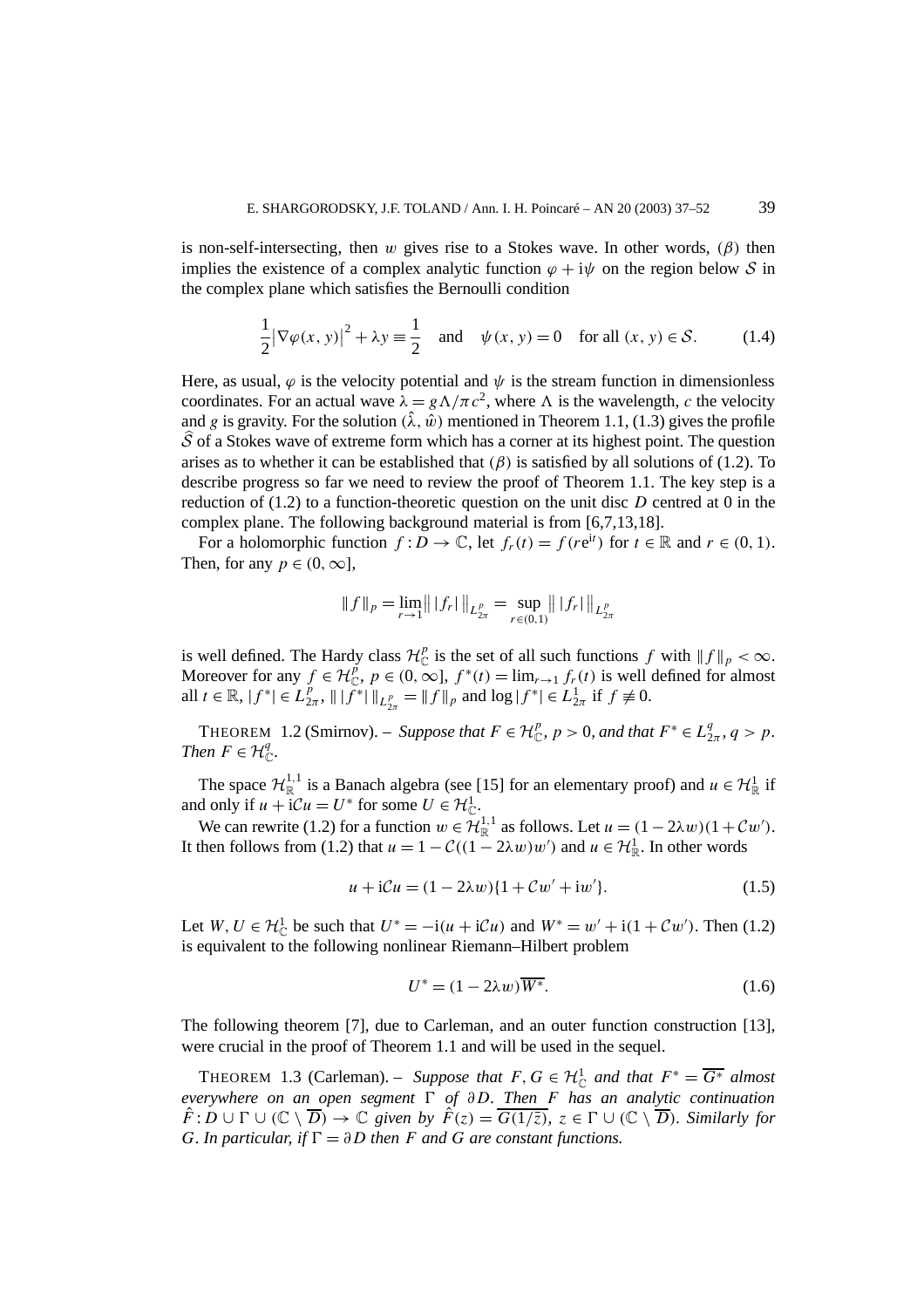is non-self-intersecting, then $w$ gives rise to a Stokes wave. In other words, $(\beta)$ then implies the existence of a complex analytic function $\varphi + \mathrm{i}\psi$ on the region below $\mathcal{S}$ in the complex plane which satisfies the Bernoulli condition

$$\frac{1}{2}\left|\nabla\varphi(x, y)\right|^2 + \lambda y \equiv \frac{1}{2} \quad \text{and} \quad \psi(x, y) = 0 \quad \text{for all } (x, y) \in \mathcal{S}. \tag{1.4}$$

Here, as usual, $\varphi$ is the velocity potential and $\psi$ is the stream function in dimensionless coordinates. For an actual wave $\lambda = g\Lambda/\pi c^2$, where $\Lambda$ is the wavelength, $c$ the velocity and $g$ is gravity. For the solution $(\hat{\lambda}, \hat{w})$ mentioned in Theorem 1.1, (1.3) gives the profile $\widehat{\mathcal{S}}$ of a Stokes wave of extreme form which has a corner at its highest point. The question arises as to whether it can be established that $(\beta)$ is satisfied by all solutions of (1.2). To describe progress so far we need to review the proof of Theorem 1.1. The key step is a reduction of (1.2) to a function-theoretic question on the unit disc $D$ centred at 0 in the complex plane. The following background material is from [6,7,13,18].

For a holomorphic function $f : D \to \mathbb{C}$, let $f_r(t) = f(r\mathrm{e}^{\mathrm{i}t})$ for $t \in \mathbb{R}$ and $r \in (0, 1)$. Then, for any $p \in (0, \infty]$,

$$\|f\|_p = \lim_{r\to 1}\big\| |f_r| \big\|_{L^p_{2\pi}} = \sup_{r\in(0,1)} \big\| |f_r| \big\|_{L^p_{2\pi}}$$

is well defined. The Hardy class $\mathcal{H}^p_{\mathbb{C}}$ is the set of all such functions $f$ with $\|f\|_p < \infty$. Moreover for any $f \in \mathcal{H}^p_{\mathbb{C}}$, $p \in (0, \infty]$, $f^*(t) = \lim_{r\to 1} f_r(t)$ is well defined for almost all $t \in \mathbb{R}$, $|f^*| \in L^p_{2\pi}$, $\| |f^*| \|_{L^p_{2\pi}} = \|f\|_p$ and $\log|f^*| \in L^1_{2\pi}$ if $f \not\equiv 0$.

THEOREM 1.2 (Smirnov). – *Suppose that $F \in \mathcal{H}^p_{\mathbb{C}}$, $p > 0$, and that $F^* \in L^q_{2\pi}$, $q > p$. Then $F \in \mathcal{H}^q_{\mathbb{C}}$.*

The space $\mathcal{H}^{1,1}_{\mathbb{R}}$ is a Banach algebra (see [15] for an elementary proof) and $u \in \mathcal{H}^1_{\mathbb{R}}$ if and only if $u + \mathrm{i}\mathcal{C}u = U^*$ for some $U \in \mathcal{H}^1_{\mathbb{C}}$.

We can rewrite (1.2) for a function $w \in \mathcal{H}^{1,1}_{\mathbb{R}}$ as follows. Let $u = (1 - 2\lambda w)(1 + \mathcal{C}w')$. It then follows from (1.2) that $u = 1 - \mathcal{C}((1 - 2\lambda w)w')$ and $u \in \mathcal{H}^1_{\mathbb{R}}$. In other words

$$u + \mathrm{i}\mathcal{C}u = (1 - 2\lambda w)\{1 + \mathcal{C}w' + \mathrm{i}w'\}. \tag{1.5}$$

Let $W, U \in \mathcal{H}^1_{\mathbb{C}}$ be such that $U^* = -\mathrm{i}(u + \mathrm{i}\mathcal{C}u)$ and $W^* = w' + \mathrm{i}(1 + \mathcal{C}w')$. Then (1.2) is equivalent to the following nonlinear Riemann–Hilbert problem

$$U^* = (1 - 2\lambda w)\overline{W^*}. \tag{1.6}$$

The following theorem [7], due to Carleman, and an outer function construction [13], were crucial in the proof of Theorem 1.1 and will be used in the sequel.

THEOREM 1.3 (Carleman). – *Suppose that $F, G \in \mathcal{H}^1_{\mathbb{C}}$ and that $F^* = \overline{G^*}$ almost everywhere on an open segment $\Gamma$ of $\partial D$. Then $F$ has an analytic continuation $\hat{F} : D \cup \Gamma \cup (\mathbb{C} \setminus \overline{D}) \to \mathbb{C}$ given by $\hat{F}(z) = \overline{G(1/\bar{z})}$, $z \in \Gamma \cup (\mathbb{C} \setminus \overline{D})$. Similarly for $G$. In particular, if $\Gamma = \partial D$ then $F$ and $G$ are constant functions.*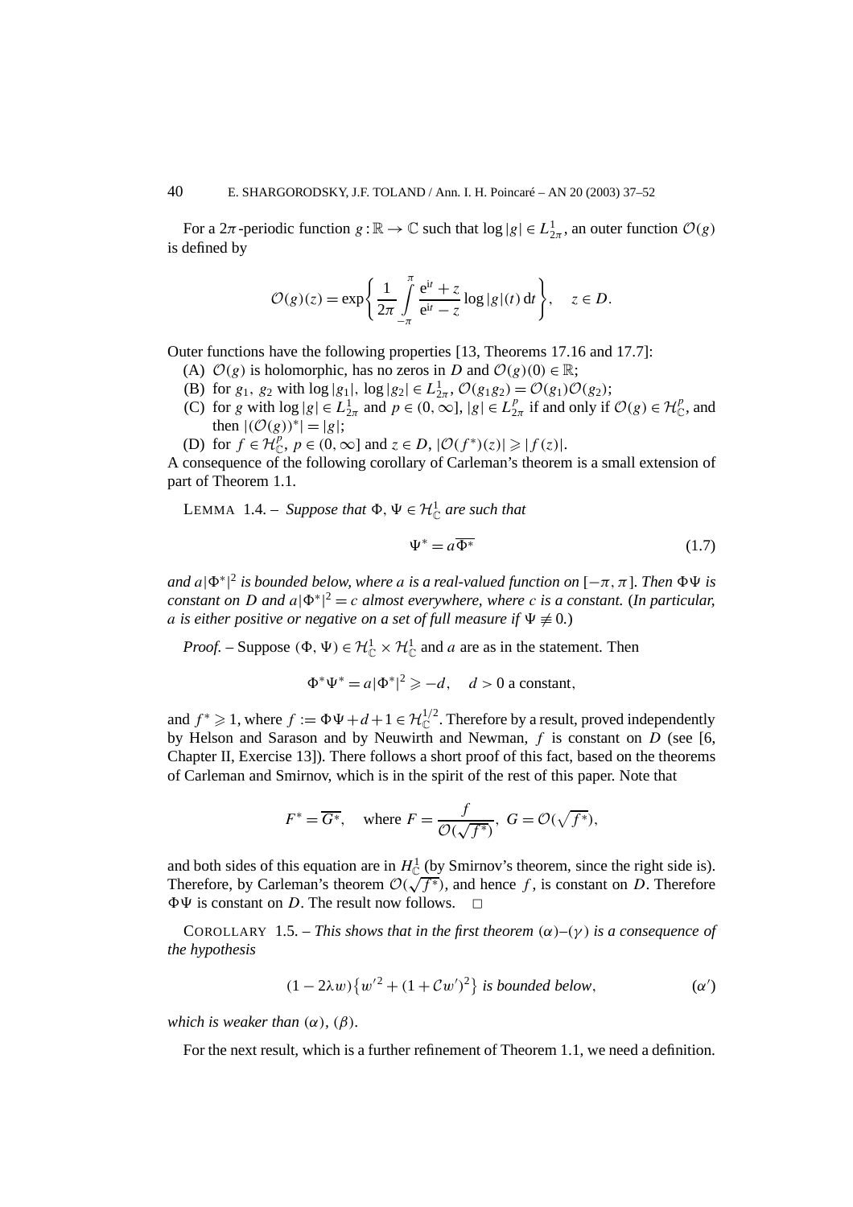For a $2\pi$-periodic function $g:\mathbb{R}\to\mathbb{C}$ such that $\log|g|\in L^1_{2\pi}$, an outer function $\mathcal{O}(g)$ is defined by

$$\mathcal{O}(g)(z)=\exp\left\{\frac{1}{2\pi}\int_{-\pi}^{\pi}\frac{e^{it}+z}{e^{it}-z}\log|g|(t)\,dt\right\},\quad z\in D.$$

Outer functions have the following properties [13, Theorems 17.16 and 17.7]:

(A) $\mathcal{O}(g)$ is holomorphic, has no zeros in $D$ and $\mathcal{O}(g)(0)\in\mathbb{R}$;

(B) for $g_1,\ g_2$ with $\log|g_1|,\ \log|g_2|\in L^1_{2\pi}$, $\mathcal{O}(g_1g_2)=\mathcal{O}(g_1)\mathcal{O}(g_2)$;

(C) for $g$ with $\log|g|\in L^1_{2\pi}$ and $p\in(0,\infty]$, $|g|\in L^p_{2\pi}$ if and only if $\mathcal{O}(g)\in\mathcal{H}^p_{\mathbb{C}}$, and then $|(\mathcal{O}(g))^*|=|g|$;

(D) for $f\in\mathcal{H}^p_{\mathbb{C}}$, $p\in(0,\infty]$ and $z\in D$, $|\mathcal{O}(f^*)(z)|\geqslant|f(z)|$.

A consequence of the following corollary of Carleman's theorem is a small extension of part of Theorem 1.1.

LEMMA 1.4. – *Suppose that* $\Phi,\Psi\in\mathcal{H}^1_{\mathbb{C}}$ *are such that*

$$\Psi^*=a\overline{\Phi^*}\tag{1.7}$$

*and* $a|\Phi^*|^2$ *is bounded below, where* $a$ *is a real-valued function on* $[-\pi,\pi]$. *Then* $\Phi\Psi$ *is constant on* $D$ *and* $a|\Phi^*|^2=c$ *almost everywhere, where* $c$ *is a constant.* (*In particular,* $a$ *is either positive or negative on a set of full measure if* $\Psi\not\equiv 0$.)

*Proof.* – Suppose $(\Phi,\Psi)\in\mathcal{H}^1_{\mathbb{C}}\times\mathcal{H}^1_{\mathbb{C}}$ and $a$ are as in the statement. Then

$$\Phi^*\Psi^*=a|\Phi^*|^2\geqslant -d,\quad d>0 \text{ a constant},$$

and $f^*\geqslant 1$, where $f:=\Phi\Psi+d+1\in\mathcal{H}^{1/2}_{\mathbb{C}}$. Therefore by a result, proved independently by Helson and Sarason and by Neuwirth and Newman, $f$ is constant on $D$ (see [6, Chapter II, Exercise 13]). There follows a short proof of this fact, based on the theorems of Carleman and Smirnov, which is in the spirit of the rest of this paper. Note that

$$F^*=\overline{G^*},\quad \text{where } F=\frac{f}{\mathcal{O}(\sqrt{f^*})},\ G=\mathcal{O}(\sqrt{f^*}),$$

and both sides of this equation are in $H^1_{\mathbb{C}}$ (by Smirnov's theorem, since the right side is). Therefore, by Carleman's theorem $\mathcal{O}(\sqrt{f^*})$, and hence $f$, is constant on $D$. Therefore $\Phi\Psi$ is constant on $D$. The result now follows. □

COROLLARY 1.5. – *This shows that in the first theorem* $(\alpha)$–$(\gamma)$ *is a consequence of the hypothesis*

$$(1-2\lambda w)\{w'^2+(1+\mathcal{C}w')^2\}\ \textit{is bounded below},\tag{$\alpha'$}$$

*which is weaker than* $(\alpha)$, $(\beta)$.

For the next result, which is a further refinement of Theorem 1.1, we need a definition.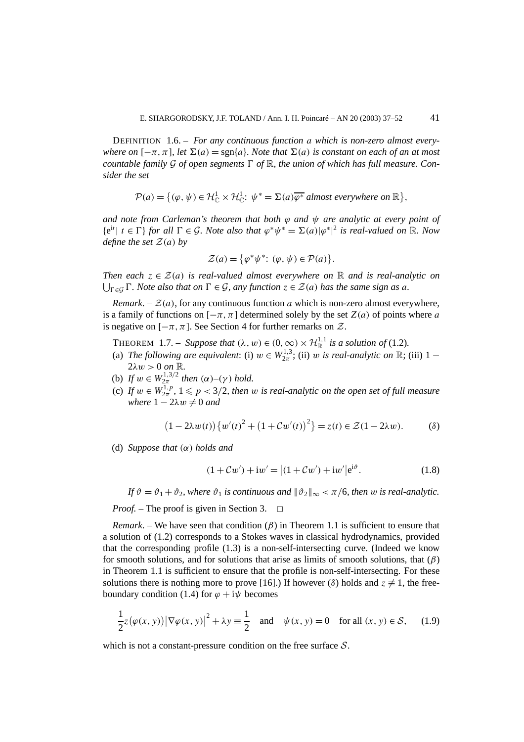DEFINITION 1.6. – *For any continuous function $a$ which is non-zero almost everywhere on $[-\pi, \pi]$, let $\Sigma(a) = \operatorname{sgn}\{a\}$. Note that $\Sigma(a)$ is constant on each of an at most countable family $\mathcal{G}$ of open segments $\Gamma$ of $\mathbb{R}$, the union of which has full measure. Consider the set*

$$\mathcal{P}(a) = \left\{(\varphi, \psi) \in \mathcal{H}^1_{\mathbb{C}} \times \mathcal{H}^1_{\mathbb{C}}\colon\ \psi^* = \Sigma(a)\overline{\varphi^*} \text{ almost everywhere on } \mathbb{R}\right\},$$

*and note from Carleman's theorem that both $\varphi$ and $\psi$ are analytic at every point of $\{\mathrm{e}^{\mathrm{i}t} \mid t \in \Gamma\}$ for all $\Gamma \in \mathcal{G}$. Note also that $\varphi^*\psi^* = \Sigma(a)|\varphi^*|^2$ is real-valued on $\mathbb{R}$. Now define the set $\mathcal{Z}(a)$ by*

$$\mathcal{Z}(a) = \left\{\varphi^*\psi^*\colon\ (\varphi, \psi) \in \mathcal{P}(a)\right\}.$$

*Then each $z \in \mathcal{Z}(a)$ is real-valued almost everywhere on $\mathbb{R}$ and is real-analytic on $\bigcup_{\Gamma \in \mathcal{G}} \Gamma$. Note also that on $\Gamma \in \mathcal{G}$, any function $z \in \mathcal{Z}(a)$ has the same sign as $a$.*

*Remark*. – $\mathcal{Z}(a)$, for any continuous function $a$ which is non-zero almost everywhere, is a family of functions on $[-\pi, \pi]$ determined solely by the set $Z(a)$ of points where $a$ is negative on $[-\pi, \pi]$. See Section 4 for further remarks on $\mathcal{Z}$.

THEOREM 1.7. – *Suppose that $(\lambda, w) \in (0, \infty) \times \mathcal{H}^{1,1}_{\mathbb{R}}$ is a solution of (1.2).*

(a) *The following are equivalent*: (i) $w \in W^{1,3}_{2\pi}$; (ii) $w$ *is real-analytic on* $\mathbb{R}$; (iii) $1 - 2\lambda w > 0$ *on* $\mathbb{R}$.

(b) *If $w \in W^{1,3/2}_{2\pi}$ then $(\alpha)$–$(\gamma)$ hold.*

(c) *If $w \in W^{1,p}_{2\pi}$, $1 \leqslant p < 3/2$, then $w$ is real-analytic on the open set of full measure where $1 - 2\lambda w \neq 0$ and*

$$\left(1 - 2\lambda w(t)\right)\left\{w'(t)^2 + \left(1 + \mathcal{C}w'(t)\right)^2\right\} = z(t) \in \mathcal{Z}(1 - 2\lambda w). \tag{$\delta$}$$

(d) *Suppose that $(\alpha)$ holds and*

$$(1 + \mathcal{C}w') + \mathrm{i}w' = \left|(1 + \mathcal{C}w') + \mathrm{i}w'\right|\mathrm{e}^{\mathrm{i}\vartheta}. \tag{1.8}$$

*If $\vartheta = \vartheta_1 + \vartheta_2$, where $\vartheta_1$ is continuous and $\|\vartheta_2\|_\infty < \pi/6$, then $w$ is real-analytic.*

*Proof*. – The proof is given in Section 3. □

*Remark*. – We have seen that condition $(\beta)$ in Theorem 1.1 is sufficient to ensure that a solution of (1.2) corresponds to a Stokes waves in classical hydrodynamics, provided that the corresponding profile (1.3) is a non-self-intersecting curve. (Indeed we know for smooth solutions, and for solutions that arise as limits of smooth solutions, that $(\beta)$ in Theorem 1.1 is sufficient to ensure that the profile is non-self-intersecting. For these solutions there is nothing more to prove [16].) If however $(\delta)$ holds and $z \not\equiv 1$, the free-boundary condition (1.4) for $\varphi + \mathrm{i}\psi$ becomes

$$\frac{1}{2}z\left(\varphi(x, y)\right)\left|\nabla\varphi(x, y)\right|^2 + \lambda y \equiv \frac{1}{2} \quad \text{and} \quad \psi(x, y) = 0 \quad \text{for all } (x, y) \in \mathcal{S}, \tag{1.9}$$

which is not a constant-pressure condition on the free surface $\mathcal{S}$.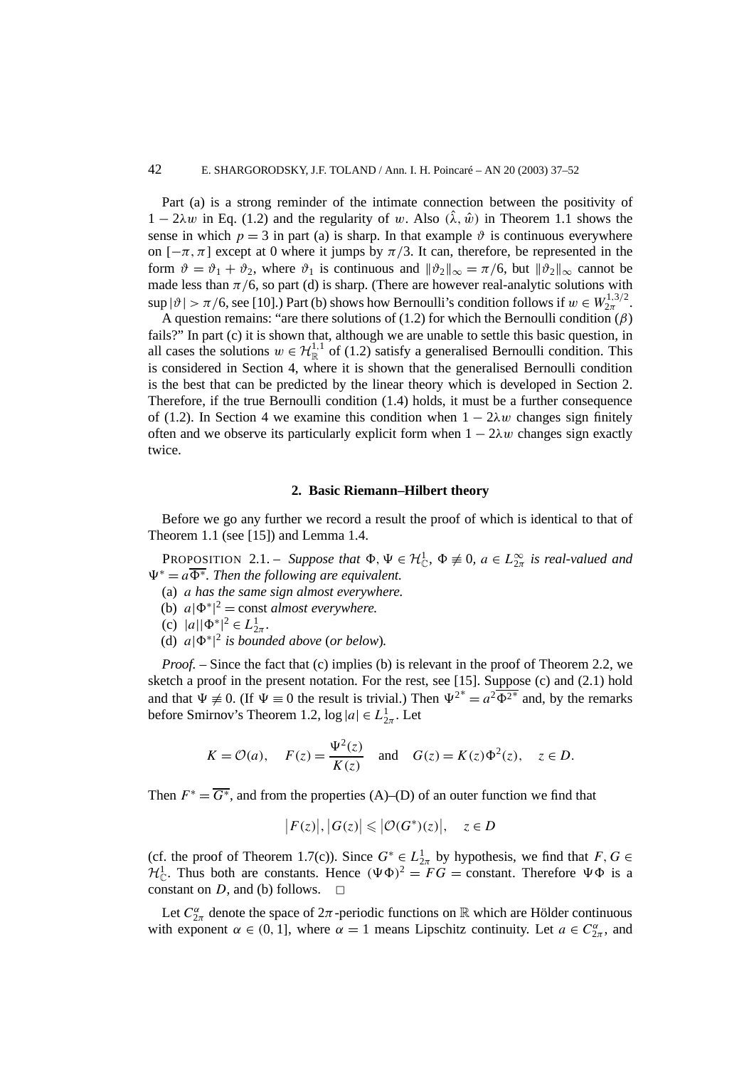Part (a) is a strong reminder of the intimate connection between the positivity of $1 - 2\lambda w$ in Eq. (1.2) and the regularity of $w$. Also $(\hat{\lambda}, \hat{w})$ in Theorem 1.1 shows the sense in which $p = 3$ in part (a) is sharp. In that example $\vartheta$ is continuous everywhere on $[-\pi, \pi]$ except at 0 where it jumps by $\pi/3$. It can, therefore, be represented in the form $\vartheta = \vartheta_1 + \vartheta_2$, where $\vartheta_1$ is continuous and $\|\vartheta_2\|_\infty = \pi/6$, but $\|\vartheta_2\|_\infty$ cannot be made less than $\pi/6$, so part (d) is sharp. (There are however real-analytic solutions with $\sup|\vartheta| > \pi/6$, see [10].) Part (b) shows how Bernoulli's condition follows if $w \in W^{1,3/2}_{2\pi}$.

A question remains: "are there solutions of (1.2) for which the Bernoulli condition $(\beta)$ fails?" In part (c) it is shown that, although we are unable to settle this basic question, in all cases the solutions $w \in \mathcal{H}^{1,1}_{\mathbb{R}}$ of (1.2) satisfy a generalised Bernoulli condition. This is considered in Section 4, where it is shown that the generalised Bernoulli condition is the best that can be predicted by the linear theory which is developed in Section 2. Therefore, if the true Bernoulli condition (1.4) holds, it must be a further consequence of (1.2). In Section 4 we examine this condition when $1 - 2\lambda w$ changes sign finitely often and we observe its particularly explicit form when $1 - 2\lambda w$ changes sign exactly twice.

## 2. Basic Riemann–Hilbert theory

Before we go any further we record a result the proof of which is identical to that of Theorem 1.1 (see [15]) and Lemma 1.4.

PROPOSITION 2.1. – *Suppose that $\Phi, \Psi \in \mathcal{H}^1_{\mathbb{C}}$, $\Phi \not\equiv 0$, $a \in L^\infty_{2\pi}$ is real-valued and $\Psi^* = a\overline{\Phi^*}$. Then the following are equivalent.*

(a) *$a$ has the same sign almost everywhere.*

(b) *$a|\Phi^*|^2 = \text{const}$ almost everywhere.*

(c) *$|a||\Phi^*|^2 \in L^1_{2\pi}$.*

(d) *$a|\Phi^*|^2$ is bounded above (or below).*

*Proof.* – Since the fact that (c) implies (b) is relevant in the proof of Theorem 2.2, we sketch a proof in the present notation. For the rest, see [15]. Suppose (c) and (2.1) hold and that $\Psi \not\equiv 0$. (If $\Psi \equiv 0$ the result is trivial.) Then $\Psi^{2*} = a^2\overline{\Phi^{2*}}$ and, by the remarks before Smirnov's Theorem 1.2, $\log|a| \in L^1_{2\pi}$. Let

$$K = \mathcal{O}(a), \quad F(z) = \frac{\Psi^2(z)}{K(z)} \quad \text{and} \quad G(z) = K(z)\Phi^2(z), \quad z \in D.$$

Then $F^* = \overline{G^*}$, and from the properties (A)–(D) of an outer function we find that

$$|F(z)|, |G(z)| \leqslant |\mathcal{O}(G^*)(z)|, \quad z \in D$$

(cf. the proof of Theorem 1.7(c)). Since $G^* \in L^1_{2\pi}$ by hypothesis, we find that $F, G \in \mathcal{H}^1_{\mathbb{C}}$. Thus both are constants. Hence $(\Psi\Phi)^2 = FG = \text{constant}$. Therefore $\Psi\Phi$ is a constant on $D$, and (b) follows. □

Let $C^\alpha_{2\pi}$ denote the space of $2\pi$-periodic functions on $\mathbb{R}$ which are Hölder continuous with exponent $\alpha \in (0, 1]$, where $\alpha = 1$ means Lipschitz continuity. Let $a \in C^\alpha_{2\pi}$, and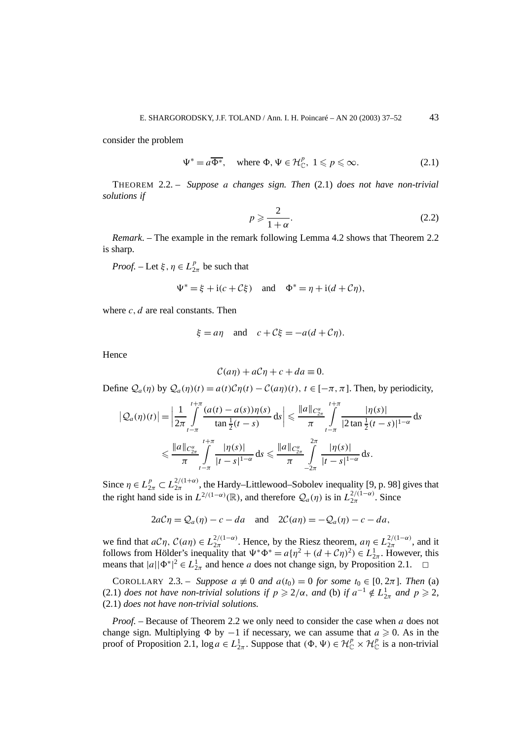consider the problem

$$\Psi^* = a\overline{\Phi^*}, \quad \text{where } \Phi, \Psi \in \mathcal{H}^p_{\mathbb{C}},\ 1 \leqslant p \leqslant \infty. \tag{2.1}$$

THEOREM 2.2. – *Suppose $a$ changes sign. Then* (2.1) *does not have non-trivial solutions if*

$$p \geqslant \frac{2}{1+\alpha}. \tag{2.2}$$

*Remark*. – The example in the remark following Lemma 4.2 shows that Theorem 2.2 is sharp.

*Proof.* – Let $\xi, \eta \in L^p_{2\pi}$ be such that

$$\Psi^* = \xi + \mathrm{i}(c + \mathcal{C}\xi) \quad \text{and} \quad \Phi^* = \eta + \mathrm{i}(d + \mathcal{C}\eta),$$

where $c, d$ are real constants. Then

$$\xi = a\eta \quad \text{and} \quad c + \mathcal{C}\xi = -a(d + \mathcal{C}\eta).$$

Hence

$$\mathcal{C}(a\eta) + a\mathcal{C}\eta + c + da \equiv 0.$$

Define $\mathcal{Q}_a(\eta)$ by $\mathcal{Q}_a(\eta)(t) = a(t)\mathcal{C}\eta(t) - \mathcal{C}(a\eta)(t)$, $t \in [-\pi, \pi]$. Then, by periodicity,

$$\begin{aligned}
\left|\mathcal{Q}_a(\eta)(t)\right| &= \left|\frac{1}{2\pi}\int_{t-\pi}^{t+\pi} \frac{(a(t) - a(s))\eta(s)}{\tan\frac{1}{2}(t-s)}\,\mathrm{d}s\right| \leqslant \frac{\|a\|_{C^\alpha_{2\pi}}}{\pi}\int_{t-\pi}^{t+\pi} \frac{|\eta(s)|}{|2\tan\frac{1}{2}(t-s)|^{1-\alpha}}\,\mathrm{d}s \\
&\leqslant \frac{\|a\|_{C^\alpha_{2\pi}}}{\pi}\int_{t-\pi}^{t+\pi} \frac{|\eta(s)|}{|t-s|^{1-\alpha}}\,\mathrm{d}s \leqslant \frac{\|a\|_{C^\alpha_{2\pi}}}{\pi}\int_{-2\pi}^{2\pi} \frac{|\eta(s)|}{|t-s|^{1-\alpha}}\,\mathrm{d}s.
\end{aligned}$$

Since $\eta \in L^p_{2\pi} \subset L^{2/(1+\alpha)}_{2\pi}$, the Hardy–Littlewood–Sobolev inequality [9, p. 98] gives that the right hand side is in $L^{2/(1-\alpha)}(\mathbb{R})$, and therefore $\mathcal{Q}_a(\eta)$ is in $L^{2/(1-\alpha)}_{2\pi}$. Since

$$2a\mathcal{C}\eta = \mathcal{Q}_a(\eta) - c - da \quad \text{and} \quad 2\mathcal{C}(a\eta) = -\mathcal{Q}_a(\eta) - c - da,$$

we find that $a\mathcal{C}\eta$, $\mathcal{C}(a\eta) \in L^{2/(1-\alpha)}_{2\pi}$. Hence, by the Riesz theorem, $a\eta \in L^{2/(1-\alpha)}_{2\pi}$, and it follows from Hölder's inequality that $\Psi^*\Phi^* = a\{\eta^2 + (d + \mathcal{C}\eta)^2\} \in L^1_{2\pi}$. However, this means that $|a||\Phi^*|^2 \in L^1_{2\pi}$ and hence $a$ does not change sign, by Proposition 2.1. $\square$

COROLLARY 2.3. – *Suppose $a \not\equiv 0$ and $a(t_0) = 0$ for some $t_0 \in [0, 2\pi]$. Then* (a) (2.1) *does not have non-trivial solutions if $p \geqslant 2/\alpha$, and* (b) *if $a^{-1} \notin L^1_{2\pi}$ and $p \geqslant 2$,* (2.1) *does not have non-trivial solutions.*

*Proof.* – Because of Theorem 2.2 we only need to consider the case when $a$ does not change sign. Multiplying $\Phi$ by $-1$ if necessary, we can assume that $a \geqslant 0$. As in the proof of Proposition 2.1, $\log a \in L^1_{2\pi}$. Suppose that $(\Phi, \Psi) \in \mathcal{H}^p_{\mathbb{C}} \times \mathcal{H}^p_{\mathbb{C}}$ is a non-trivial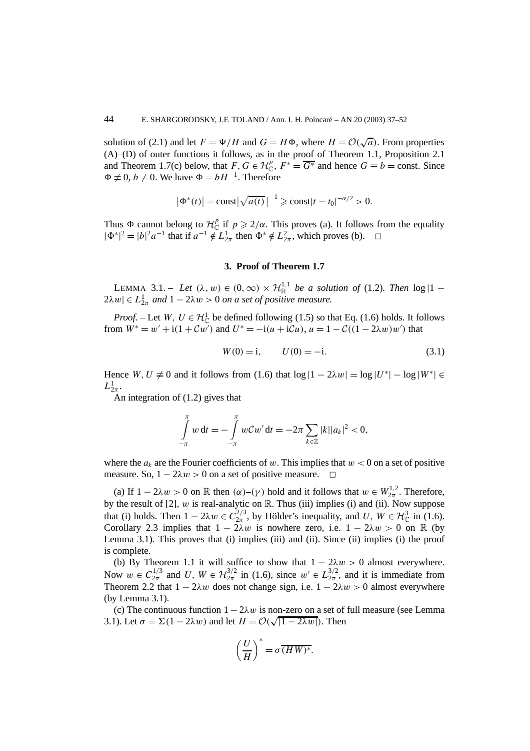solution of (2.1) and let $F = \Psi/H$ and $G = H\Phi$, where $H = \mathcal{O}(\sqrt{a})$. From properties (A)–(D) of outer functions it follows, as in the proof of Theorem 1.1, Proposition 2.1 and Theorem 1.7(c) below, that $F, G \in \mathcal{H}^p_{\mathbb{C}}$, $F^* = \overline{G^*}$ and hence $G \equiv b = \text{const}$. Since $\Phi \not\equiv 0$, $b \neq 0$. We have $\Phi = bH^{-1}$. Therefore

$$\left|\Phi^*(t)\right| = \text{const}\left|\sqrt{a(t)}\right|^{-1} \geqslant \text{const}|t - t_0|^{-\alpha/2} > 0.$$

Thus $\Phi$ cannot belong to $\mathcal{H}^p_{\mathbb{C}}$ if $p \geqslant 2/\alpha$. This proves (a). It follows from the equality $|\Phi^*|^2 = |b|^2 a^{-1}$ that if $a^{-1} \notin L^1_{2\pi}$ then $\Phi^* \notin L^2_{2\pi}$, which proves (b). $\square$

## 3. Proof of Theorem 1.7

LEMMA 3.1. – *Let $(\lambda, w) \in (0, \infty) \times \mathcal{H}^{1,1}_{\mathbb{R}}$ be a solution of* (1.2). *Then* $\log|1 - 2\lambda w| \in L^1_{2\pi}$ *and* $1 - 2\lambda w > 0$ *on a set of positive measure.*

*Proof.* – Let $W, U \in \mathcal{H}^1_{\mathbb{C}}$ be defined following (1.5) so that Eq. (1.6) holds. It follows from $W^* = w' + \mathrm{i}(1 + \mathcal{C}w')$ and $U^* = -\mathrm{i}(u + \mathrm{i}\mathcal{C}u)$, $u = 1 - \mathcal{C}((1 - 2\lambda w)w')$ that

$$W(0) = \mathrm{i}, \qquad U(0) = -\mathrm{i}. \tag{3.1}$$

Hence $W, U \not\equiv 0$ and it follows from (1.6) that $\log|1 - 2\lambda w| = \log|U^*| - \log|W^*| \in L^1_{2\pi}$.

An integration of (1.2) gives that

$$\int_{-\pi}^{\pi} w\,\mathrm{d}t = -\int_{-\pi}^{\pi} w\mathcal{C}w'\,\mathrm{d}t = -2\pi\sum_{k\in\mathbb{Z}}|k||a_k|^2 < 0,$$

where the $a_k$ are the Fourier coefficients of $w$. This implies that $w < 0$ on a set of positive measure. So, $1 - 2\lambda w > 0$ on a set of positive measure. $\square$

(a) If $1 - 2\lambda w > 0$ on $\mathbb{R}$ then $(\alpha)$–$(\gamma)$ hold and it follows that $w \in W^{1,2}_{2\pi}$. Therefore, by the result of [2], $w$ is real-analytic on $\mathbb{R}$. Thus (iii) implies (i) and (ii). Now suppose that (i) holds. Then $1 - 2\lambda w \in C^{2/3}_{2\pi}$, by Hölder's inequality, and $U, W \in \mathcal{H}^3_{\mathbb{C}}$ in (1.6). Corollary 2.3 implies that $1 - 2\lambda w$ is nowhere zero, i.e. $1 - 2\lambda w > 0$ on $\mathbb{R}$ (by Lemma 3.1). This proves that (i) implies (iii) and (ii). Since (ii) implies (i) the proof is complete.

(b) By Theorem 1.1 it will suffice to show that $1 - 2\lambda w > 0$ almost everywhere. Now $w \in C^{1/3}_{2\pi}$ and $U, W \in \mathcal{H}^{3/2}_{2\pi}$ in (1.6), since $w' \in L^{3/2}_{2\pi}$, and it is immediate from Theorem 2.2 that $1 - 2\lambda w$ does not change sign, i.e. $1 - 2\lambda w > 0$ almost everywhere (by Lemma 3.1).

(c) The continuous function $1 - 2\lambda w$ is non-zero on a set of full measure (see Lemma 3.1). Let $\sigma = \Sigma(1 - 2\lambda w)$ and let $H = \mathcal{O}(\sqrt{|1 - 2\lambda w|})$. Then

$$\left(\frac{U}{H}\right)^* = \sigma\overline{(HW)^*}.$$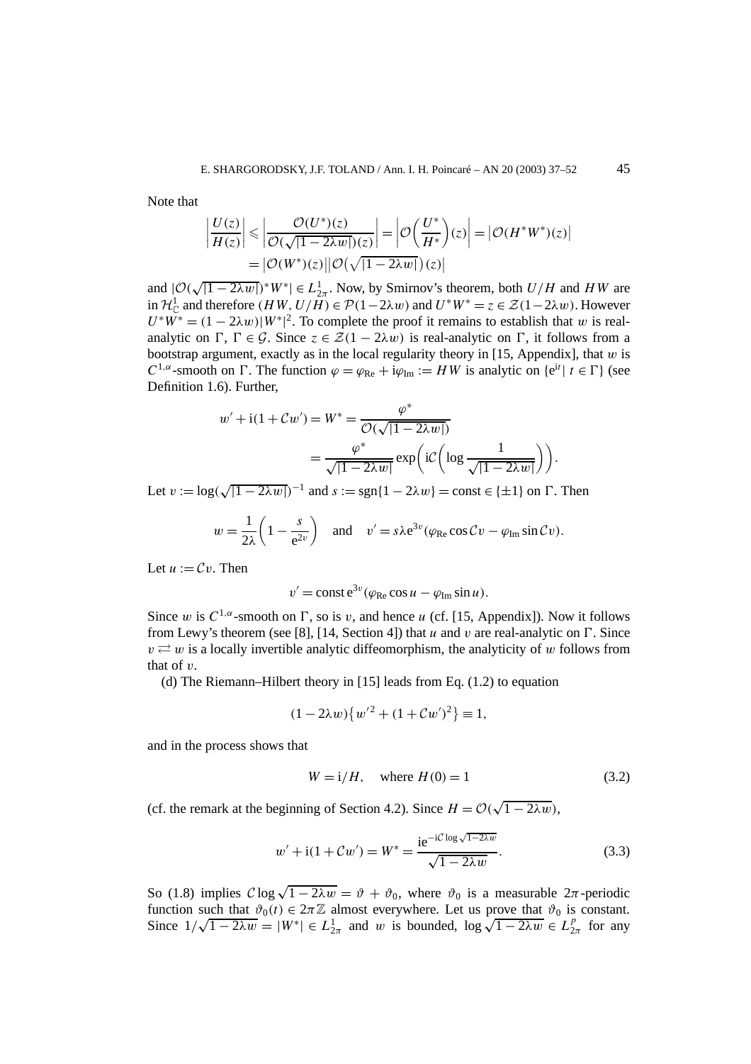Note that

$$\left|\frac{U(z)}{H(z)}\right| \leqslant \left|\frac{\mathcal{O}(U^*)(z)}{\mathcal{O}(\sqrt{|1-2\lambda w|})(z)}\right| = \left|\mathcal{O}\left(\frac{U^*}{H^*}\right)(z)\right| = \left|\mathcal{O}(H^* W^*)(z)\right|$$
$$= \left|\mathcal{O}(W^*)(z)\right|\left|\mathcal{O}\left(\sqrt{|1-2\lambda w|}\right)(z)\right|$$

and $|\mathcal{O}(\sqrt{|1-2\lambda w|})^* W^*| \in L^1_{2\pi}$. Now, by Smirnov's theorem, both $U/H$ and $HW$ are in $\mathcal{H}^1_{\mathbb{C}}$ and therefore $(HW, U/H) \in \mathcal{P}(1-2\lambda w)$ and $U^*W^* = z \in \mathcal{Z}(1-2\lambda w)$. However $U^*W^* = (1-2\lambda w)|W^*|^2$. To complete the proof it remains to establish that $w$ is real-analytic on $\Gamma$, $\Gamma \in \mathcal{G}$. Since $z \in \mathcal{Z}(1-2\lambda w)$ is real-analytic on $\Gamma$, it follows from a bootstrap argument, exactly as in the local regularity theory in [15, Appendix], that $w$ is $C^{1,\alpha}$-smooth on $\Gamma$. The function $\varphi = \varphi_{\mathrm{Re}} + \mathrm{i}\varphi_{\mathrm{Im}} := HW$ is analytic on $\{\mathrm{e}^{it} \mid t \in \Gamma\}$ (see Definition 1.6). Further,

$$w' + \mathrm{i}(1 + \mathcal{C}w') = W^* = \frac{\varphi^*}{\mathcal{O}(\sqrt{|1-2\lambda w|})}$$
$$= \frac{\varphi^*}{\sqrt{|1-2\lambda w|}} \exp\left(\mathrm{i}\mathcal{C}\left(\log \frac{1}{\sqrt{|1-2\lambda w|}}\right)\right).$$

Let $v := \log(\sqrt{|1-2\lambda w|})^{-1}$ and $s := \operatorname{sgn}\{1-2\lambda w\} = \text{const} \in \{\pm 1\}$ on $\Gamma$. Then

$$w = \frac{1}{2\lambda}\left(1 - \frac{s}{\mathrm{e}^{2v}}\right) \quad \text{and} \quad v' = s\lambda \mathrm{e}^{3v}(\varphi_{\mathrm{Re}} \cos \mathcal{C}v - \varphi_{\mathrm{Im}} \sin \mathcal{C}v).$$

Let $u := \mathcal{C}v$. Then

$$v' = \text{const}\, \mathrm{e}^{3v}(\varphi_{\mathrm{Re}} \cos u - \varphi_{\mathrm{Im}} \sin u).$$

Since $w$ is $C^{1,\alpha}$-smooth on $\Gamma$, so is $v$, and hence $u$ (cf. [15, Appendix]). Now it follows from Lewy's theorem (see [8], [14, Section 4]) that $u$ and $v$ are real-analytic on $\Gamma$. Since $v \rightleftarrows w$ is a locally invertible analytic diffeomorphism, the analyticity of $w$ follows from that of $v$.

(d) The Riemann–Hilbert theory in [15] leads from Eq. (1.2) to equation

$$(1-2\lambda w)\left\{w'^2 + (1+\mathcal{C}w')^2\right\} \equiv 1,$$

and in the process shows that

$$W = \mathrm{i}/H, \quad \text{where } H(0) = 1 \tag{3.2}$$

(cf. the remark at the beginning of Section 4.2). Since $H = \mathcal{O}(\sqrt{1-2\lambda w})$,

$$w' + \mathrm{i}(1+\mathcal{C}w') = W^* = \frac{\mathrm{i}\mathrm{e}^{-\mathrm{i}\mathcal{C}\log\sqrt{1-2\lambda w}}}{\sqrt{1-2\lambda w}}. \tag{3.3}$$

So (1.8) implies $\mathcal{C}\log\sqrt{1-2\lambda w} = \vartheta + \vartheta_0$, where $\vartheta_0$ is a measurable $2\pi$-periodic function such that $\vartheta_0(t) \in 2\pi\mathbb{Z}$ almost everywhere. Let us prove that $\vartheta_0$ is constant. Since $1/\sqrt{1-2\lambda w} = |W^*| \in L^1_{2\pi}$ and $w$ is bounded, $\log\sqrt{1-2\lambda w} \in L^p_{2\pi}$ for any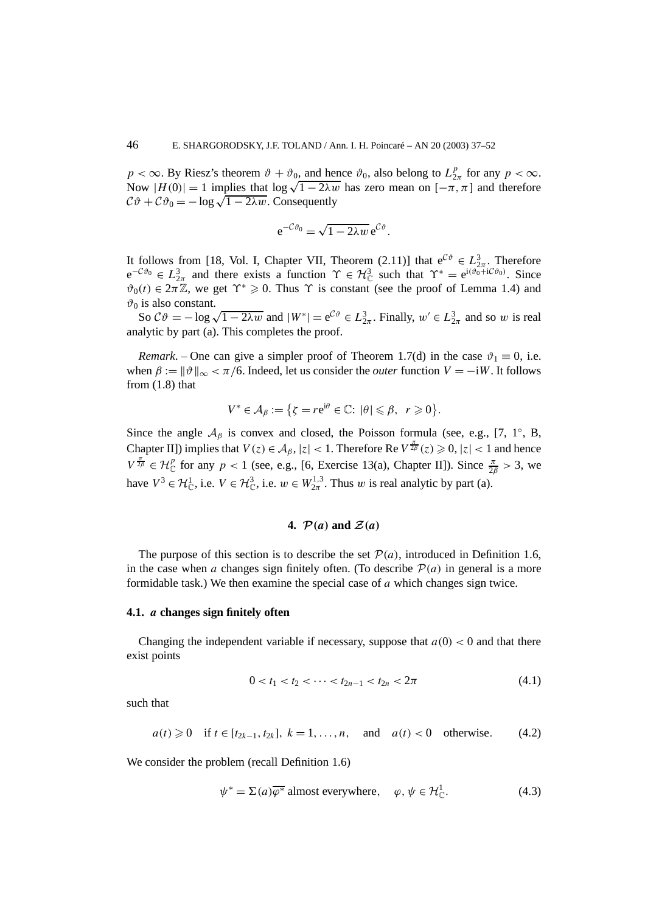$p < \infty$. By Riesz's theorem $\vartheta + \vartheta_0$, and hence $\vartheta_0$, also belong to $L^p_{2\pi}$ for any $p < \infty$. Now $|H(0)| = 1$ implies that $\log\sqrt{1-2\lambda w}$ has zero mean on $[-\pi, \pi]$ and therefore $\mathcal{C}\vartheta + \mathcal{C}\vartheta_0 = -\log\sqrt{1-2\lambda w}$. Consequently

$$\mathrm{e}^{-\mathcal{C}\vartheta_0} = \sqrt{1-2\lambda w}\,\mathrm{e}^{\mathcal{C}\vartheta}.$$

It follows from [18, Vol. I, Chapter VII, Theorem (2.11)] that $\mathrm{e}^{\mathcal{C}\vartheta} \in L^3_{2\pi}$. Therefore $\mathrm{e}^{-\mathcal{C}\vartheta_0} \in L^3_{2\pi}$ and there exists a function $\Upsilon \in \mathcal{H}^3_{\mathbb{C}}$ such that $\Upsilon^* = \mathrm{e}^{\mathrm{i}(\vartheta_0 + \mathrm{i}\mathcal{C}\vartheta_0)}$. Since $\vartheta_0(t) \in 2\pi\mathbb{Z}$, we get $\Upsilon^* \geqslant 0$. Thus $\Upsilon$ is constant (see the proof of Lemma 1.4) and $\vartheta_0$ is also constant.

So $\mathcal{C}\vartheta = -\log\sqrt{1-2\lambda w}$ and $|W^*| = \mathrm{e}^{\mathcal{C}\vartheta} \in L^3_{2\pi}$. Finally, $w' \in L^3_{2\pi}$ and so $w$ is real analytic by part (a). This completes the proof.

*Remark*. – One can give a simpler proof of Theorem 1.7(d) in the case $\vartheta_1 \equiv 0$, i.e. when $\beta := \|\vartheta\|_\infty < \pi/6$. Indeed, let us consider the *outer* function $V = -\mathrm{i}W$. It follows from (1.8) that

$$V^* \in \mathcal{A}_\beta := \{\zeta = r\mathrm{e}^{\mathrm{i}\theta} \in \mathbb{C}\colon\ |\theta| \leqslant \beta,\ \ r \geqslant 0\}.$$

Since the angle $\mathcal{A}_\beta$ is convex and closed, the Poisson formula (see, e.g., [7, 1°, B, Chapter II]) implies that $V(z) \in \mathcal{A}_\beta$, $|z| < 1$. Therefore $\operatorname{Re} V^{\frac{\pi}{2\beta}}(z) \geqslant 0$, $|z| < 1$ and hence $V^{\frac{\pi}{2\beta}} \in \mathcal{H}^p_{\mathbb{C}}$ for any $p < 1$ (see, e.g., [6, Exercise 13(a), Chapter II]). Since $\frac{\pi}{2\beta} > 3$, we have $V^3 \in \mathcal{H}^1_{\mathbb{C}}$, i.e. $V \in \mathcal{H}^3_{\mathbb{C}}$, i.e. $w \in W^{1,3}_{2\pi}$. Thus $w$ is real analytic by part (a).

## 4. $\mathcal{P}(a)$ and $\mathcal{Z}(a)$

The purpose of this section is to describe the set $\mathcal{P}(a)$, introduced in Definition 1.6, in the case when $a$ changes sign finitely often. (To describe $\mathcal{P}(a)$ in general is a more formidable task.) We then examine the special case of $a$ which changes sign twice.

### 4.1. *a* changes sign finitely often

Changing the independent variable if necessary, suppose that $a(0) < 0$ and that there exist points

$$0 < t_1 < t_2 < \cdots < t_{2n-1} < t_{2n} < 2\pi \tag{4.1}$$

such that

$$a(t) \geqslant 0 \quad \text{if } t \in [t_{2k-1}, t_{2k}],\ k = 1, \ldots, n, \quad \text{and} \quad a(t) < 0 \quad \text{otherwise}. \tag{4.2}$$

We consider the problem (recall Definition 1.6)

$$\psi^* = \Sigma(a)\overline{\varphi^*} \text{ almost everywhere}, \quad \varphi, \psi \in \mathcal{H}^1_{\mathbb{C}}. \tag{4.3}$$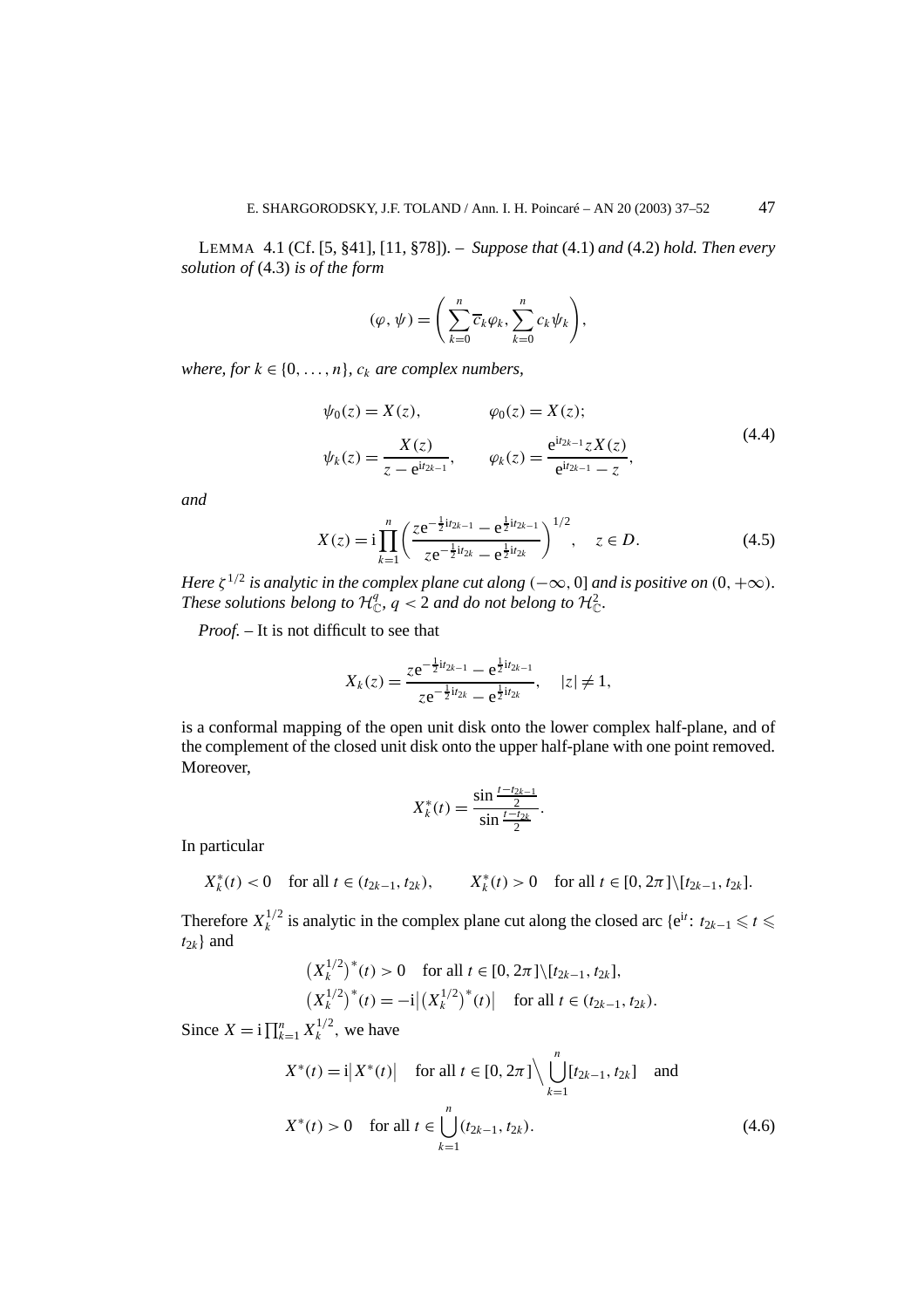LEMMA 4.1 (Cf. [5, §41], [11, §78]). – *Suppose that* (4.1) *and* (4.2) *hold. Then every solution of* (4.3) *is of the form*

$$(\varphi, \psi) = \left( \sum_{k=0}^{n} \overline{c}_k \varphi_k, \sum_{k=0}^{n} c_k \psi_k \right),$$

*where, for* $k \in \{0, \ldots, n\}$, $c_k$ *are complex numbers,*

$$\begin{aligned} \psi_0(z) &= X(z), & \varphi_0(z) &= X(z); \\ \psi_k(z) &= \frac{X(z)}{z - \mathrm{e}^{\mathrm{i}t_{2k-1}}}, & \varphi_k(z) &= \frac{\mathrm{e}^{\mathrm{i}t_{2k-1}} z X(z)}{\mathrm{e}^{\mathrm{i}t_{2k-1}} - z}, \end{aligned} \tag{4.4}$$

*and*

$$X(z) = \mathrm{i} \prod_{k=1}^{n} \left( \frac{z\mathrm{e}^{-\frac{1}{2}\mathrm{i}t_{2k-1}} - \mathrm{e}^{\frac{1}{2}\mathrm{i}t_{2k-1}}}{z\mathrm{e}^{-\frac{1}{2}\mathrm{i}t_{2k}} - \mathrm{e}^{\frac{1}{2}\mathrm{i}t_{2k}}} \right)^{1/2}, \quad z \in D. \tag{4.5}$$

*Here* $\zeta^{1/2}$ *is analytic in the complex plane cut along* $(-\infty, 0]$ *and is positive on* $(0, +\infty)$. *These solutions belong to* $\mathcal{H}^q_{\mathbb{C}}$, $q < 2$ *and do not belong to* $\mathcal{H}^2_{\mathbb{C}}$.

*Proof.* – It is not difficult to see that

$$X_k(z) = \frac{z\mathrm{e}^{-\frac{1}{2}\mathrm{i}t_{2k-1}} - \mathrm{e}^{\frac{1}{2}\mathrm{i}t_{2k-1}}}{z\mathrm{e}^{-\frac{1}{2}\mathrm{i}t_{2k}} - \mathrm{e}^{\frac{1}{2}\mathrm{i}t_{2k}}}, \quad |z| \neq 1,$$

is a conformal mapping of the open unit disk onto the lower complex half-plane, and of the complement of the closed unit disk onto the upper half-plane with one point removed. Moreover,

$$X_k^*(t) = \frac{\sin \frac{t - t_{2k-1}}{2}}{\sin \frac{t - t_{2k}}{2}}.$$

In particular

$$X_k^*(t) < 0 \quad \text{for all } t \in (t_{2k-1}, t_{2k}), \qquad X_k^*(t) > 0 \quad \text{for all } t \in [0, 2\pi] \backslash [t_{2k-1}, t_{2k}].$$

Therefore $X_k^{1/2}$ is analytic in the complex plane cut along the closed arc $\{\mathrm{e}^{\mathrm{i}t} \colon t_{2k-1} \leqslant t \leqslant t_{2k}\}$ and

$$\begin{aligned} &\left(X_k^{1/2}\right)^*(t) > 0 \quad \text{for all } t \in [0, 2\pi] \backslash [t_{2k-1}, t_{2k}], \\ &\left(X_k^{1/2}\right)^*(t) = -\mathrm{i} \left| \left(X_k^{1/2}\right)^*(t) \right| \quad \text{for all } t \in (t_{2k-1}, t_{2k}). \end{aligned}$$

Since $X = \mathrm{i} \prod_{k=1}^{n} X_k^{1/2}$, we have

$$\begin{aligned} &X^*(t) = \mathrm{i} \left| X^*(t) \right| \quad \text{for all } t \in [0, 2\pi] \Big\backslash \bigcup_{k=1}^{n} [t_{2k-1}, t_{2k}] \quad \text{and} \\ &X^*(t) > 0 \quad \text{for all } t \in \bigcup_{k=1}^{n} (t_{2k-1}, t_{2k}). \end{aligned} \tag{4.6}$$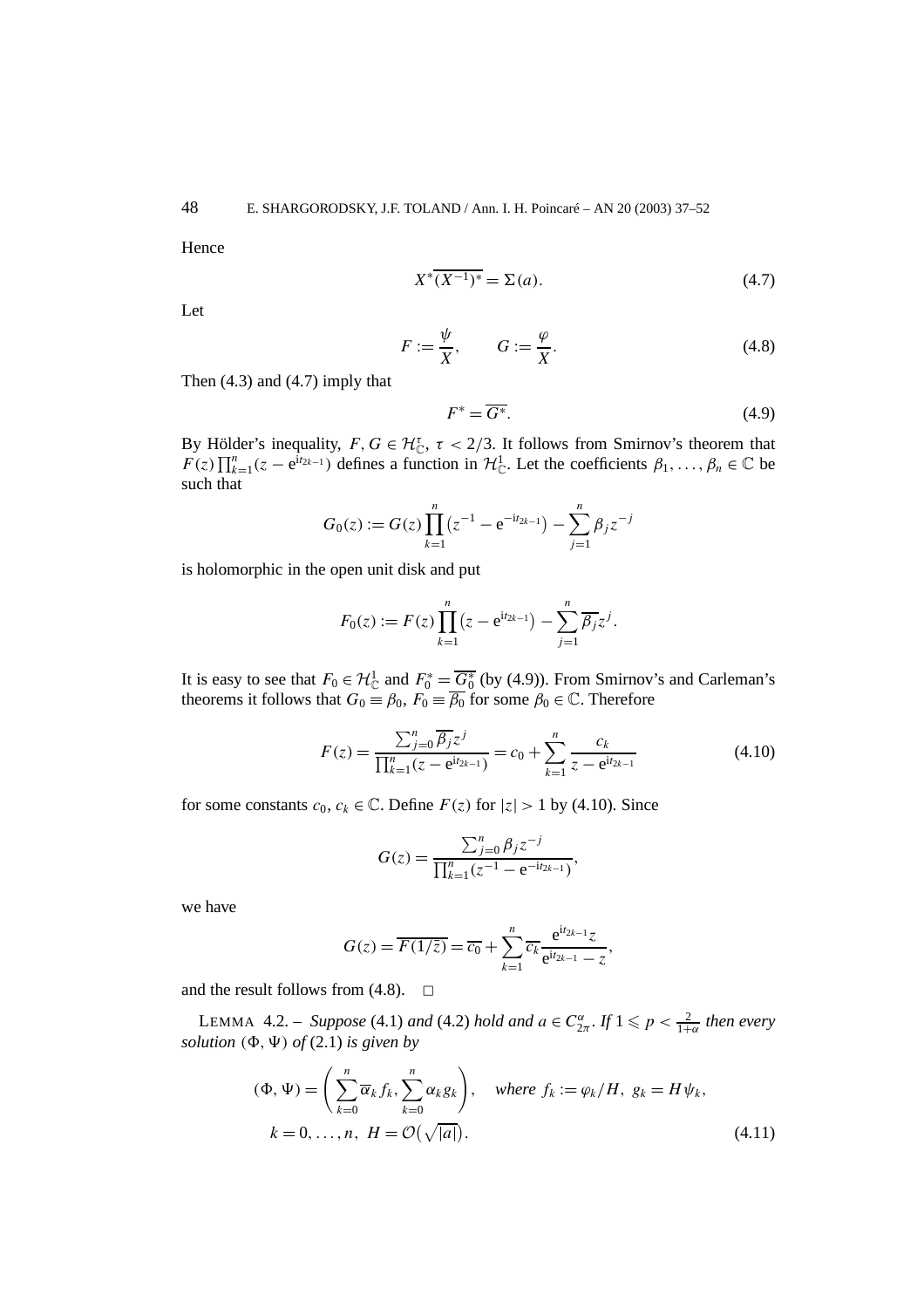Hence

$$X^* \overline{(X^{-1})^*} = \Sigma(a). \tag{4.7}$$

Let

$$F := \frac{\psi}{X}, \qquad G := \frac{\varphi}{X}. \tag{4.8}$$

Then (4.3) and (4.7) imply that

$$F^* = \overline{G^*}. \tag{4.9}$$

By Hölder's inequality, $F, G \in \mathcal{H}^\tau_{\mathbb{C}}$, $\tau < 2/3$. It follows from Smirnov's theorem that $F(z)\prod_{k=1}^n (z - \mathrm{e}^{\mathrm{i}t_{2k-1}})$ defines a function in $\mathcal{H}^1_{\mathbb{C}}$. Let the coefficients $\beta_1, \ldots, \beta_n \in \mathbb{C}$ be such that

$$G_0(z) := G(z)\prod_{k=1}^n \left(z^{-1} - \mathrm{e}^{-\mathrm{i}t_{2k-1}}\right) - \sum_{j=1}^n \beta_j z^{-j}$$

is holomorphic in the open unit disk and put

$$F_0(z) := F(z)\prod_{k=1}^n \left(z - \mathrm{e}^{\mathrm{i}t_{2k-1}}\right) - \sum_{j=1}^n \overline{\beta_j} z^j.$$

It is easy to see that $F_0 \in \mathcal{H}^1_{\mathbb{C}}$ and $F_0^* = \overline{G_0^*}$ (by (4.9)). From Smirnov's and Carleman's theorems it follows that $G_0 \equiv \beta_0$, $F_0 \equiv \overline{\beta_0}$ for some $\beta_0 \in \mathbb{C}$. Therefore

$$F(z) = \frac{\sum_{j=0}^n \overline{\beta_j} z^j}{\prod_{k=1}^n (z - \mathrm{e}^{\mathrm{i}t_{2k-1}})} = c_0 + \sum_{k=1}^n \frac{c_k}{z - \mathrm{e}^{\mathrm{i}t_{2k-1}}} \tag{4.10}$$

for some constants $c_0, c_k \in \mathbb{C}$. Define $F(z)$ for $|z| > 1$ by (4.10). Since

$$G(z) = \frac{\sum_{j=0}^n \beta_j z^{-j}}{\prod_{k=1}^n (z^{-1} - \mathrm{e}^{-\mathrm{i}t_{2k-1}})},$$

we have

$$G(z) = \overline{F(1/\overline{z})} = \overline{c_0} + \sum_{k=1}^n \overline{c_k} \frac{\mathrm{e}^{\mathrm{i}t_{2k-1}} z}{\mathrm{e}^{\mathrm{i}t_{2k-1}} - z},$$

and the result follows from (4.8). $\square$

LEMMA 4.2. – *Suppose* (4.1) *and* (4.2) *hold and* $a \in C^\alpha_{2\pi}$. *If* $1 \leqslant p < \frac{2}{1+\alpha}$ *then every solution* $(\Phi, \Psi)$ *of* (2.1) *is given by*

$$(\Phi, \Psi) = \left(\sum_{k=0}^n \overline{\alpha}_k f_k, \sum_{k=0}^n \alpha_k g_k\right), \quad \textit{where } f_k := \varphi_k / H,\ g_k = H\psi_k,$$
$$k = 0, \ldots, n,\ H = \mathcal{O}\left(\sqrt{|a|}\right). \tag{4.11}$$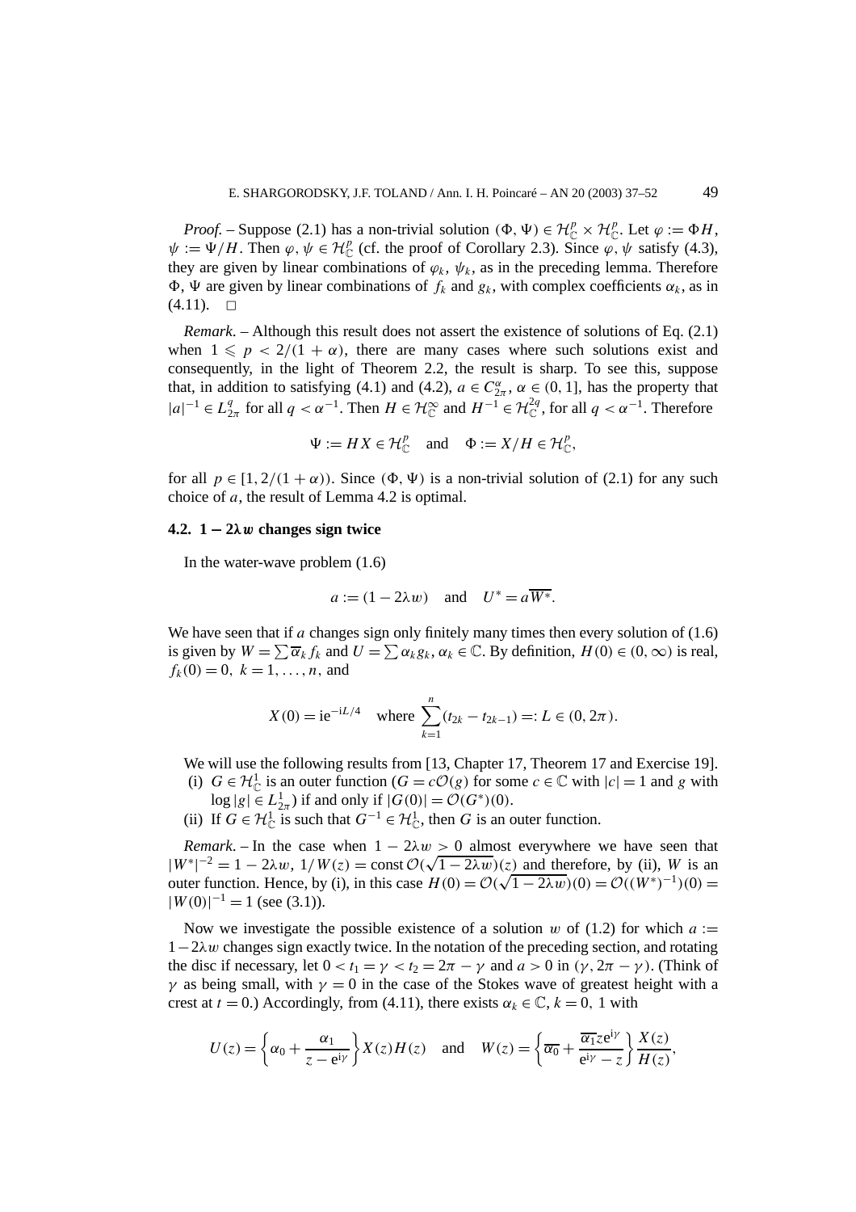*Proof.* – Suppose (2.1) has a non-trivial solution $(\Phi, \Psi) \in \mathcal{H}^p_{\mathbb{C}} \times \mathcal{H}^p_{\mathbb{C}}$. Let $\varphi := \Phi H$, $\psi := \Psi / H$. Then $\varphi, \psi \in \mathcal{H}^p_{\mathbb{C}}$ (cf. the proof of Corollary 2.3). Since $\varphi$, $\psi$ satisfy (4.3), they are given by linear combinations of $\varphi_k$, $\psi_k$, as in the preceding lemma. Therefore $\Phi$, $\Psi$ are given by linear combinations of $f_k$ and $g_k$, with complex coefficients $\alpha_k$, as in (4.11). $\square$

*Remark.* – Although this result does not assert the existence of solutions of Eq. (2.1) when $1 \leqslant p < 2/(1+\alpha)$, there are many cases where such solutions exist and consequently, in the light of Theorem 2.2, the result is sharp. To see this, suppose that, in addition to satisfying (4.1) and (4.2), $a \in C^\alpha_{2\pi}$, $\alpha \in (0, 1]$, has the property that $|a|^{-1} \in L^q_{2\pi}$ for all $q < \alpha^{-1}$. Then $H \in \mathcal{H}^\infty_{\mathbb{C}}$ and $H^{-1} \in \mathcal{H}^{2q}_{\mathbb{C}}$, for all $q < \alpha^{-1}$. Therefore

$$\Psi := HX \in \mathcal{H}^p_{\mathbb{C}} \quad \text{and} \quad \Phi := X/H \in \mathcal{H}^p_{\mathbb{C}},$$

for all $p \in [1, 2/(1+\alpha))$. Since $(\Phi, \Psi)$ is a non-trivial solution of (2.1) for any such choice of $a$, the result of Lemma 4.2 is optimal.

### 4.2. $1 - 2\lambda w$ changes sign twice

In the water-wave problem (1.6)

$$a := (1 - 2\lambda w) \quad \text{and} \quad U^* = a\overline{W^*}.$$

We have seen that if $a$ changes sign only finitely many times then every solution of (1.6) is given by $W = \sum \overline{\alpha}_k f_k$ and $U = \sum \alpha_k g_k$, $\alpha_k \in \mathbb{C}$. By definition, $H(0) \in (0, \infty)$ is real, $f_k(0) = 0$, $k = 1, \ldots, n$, and

$$X(0) = \mathrm{i}e^{-\mathrm{i}L/4} \quad \text{where } \sum_{k=1}^{n} (t_{2k} - t_{2k-1}) =: L \in (0, 2\pi).$$

We will use the following results from [13, Chapter 17, Theorem 17 and Exercise 19].

(i) $G \in \mathcal{H}^1_{\mathbb{C}}$ is an outer function ($G = c\mathcal{O}(g)$ for some $c \in \mathbb{C}$ with $|c| = 1$ and $g$ with $\log|g| \in L^1_{2\pi}$) if and only if $|G(0)| = \mathcal{O}(G^*)(0)$.

(ii) If $G \in \mathcal{H}^1_{\mathbb{C}}$ is such that $G^{-1} \in \mathcal{H}^1_{\mathbb{C}}$, then $G$ is an outer function.

*Remark.* – In the case when $1 - 2\lambda w > 0$ almost everywhere we have seen that $|W^*|^{-2} = 1 - 2\lambda w$, $1/W(z) = \text{const}\, \mathcal{O}(\sqrt{1 - 2\lambda w})(z)$ and therefore, by (ii), $W$ is an outer function. Hence, by (i), in this case $H(0) = \mathcal{O}(\sqrt{1 - 2\lambda w})(0) = \mathcal{O}((W^*)^{-1})(0) = |W(0)|^{-1} = 1$ (see (3.1)).

Now we investigate the possible existence of a solution $w$ of (1.2) for which $a := 1 - 2\lambda w$ changes sign exactly twice. In the notation of the preceding section, and rotating the disc if necessary, let $0 < t_1 = \gamma < t_2 = 2\pi - \gamma$ and $a > 0$ in $(\gamma, 2\pi - \gamma)$. (Think of $\gamma$ as being small, with $\gamma = 0$ in the case of the Stokes wave of greatest height with a crest at $t = 0$.) Accordingly, from (4.11), there exists $\alpha_k \in \mathbb{C}$, $k = 0, 1$ with

$$U(z) = \left\{ \alpha_0 + \frac{\alpha_1}{z - e^{\mathrm{i}\gamma}} \right\} X(z) H(z) \quad \text{and} \quad W(z) = \left\{ \overline{\alpha_0} + \frac{\overline{\alpha_1} z e^{\mathrm{i}\gamma}}{e^{\mathrm{i}\gamma} - z} \right\} \frac{X(z)}{H(z)},$$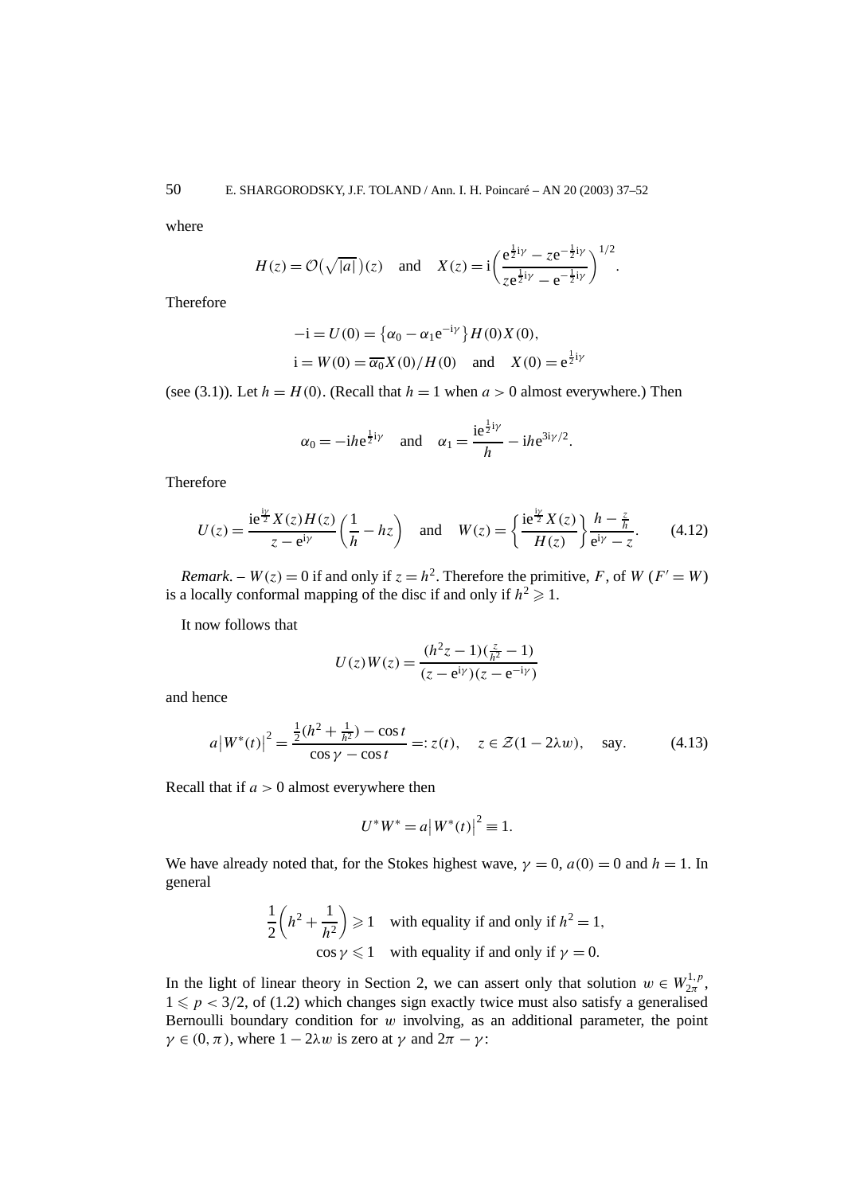where

$$H(z) = \mathcal{O}\big(\sqrt{|a|}\big)(z) \quad \text{and} \quad X(z) = \mathrm{i}\left(\frac{\mathrm{e}^{\frac{1}{2}\mathrm{i}\gamma} - z\mathrm{e}^{-\frac{1}{2}\mathrm{i}\gamma}}{z\mathrm{e}^{\frac{1}{2}\mathrm{i}\gamma} - \mathrm{e}^{-\frac{1}{2}\mathrm{i}\gamma}}\right)^{1/2}.$$

Therefore

$$-\mathrm{i} = U(0) = \{\alpha_0 - \alpha_1 \mathrm{e}^{-\mathrm{i}\gamma}\} H(0) X(0),$$
$$\mathrm{i} = W(0) = \overline{\alpha_0} X(0)/H(0) \quad \text{and} \quad X(0) = \mathrm{e}^{\frac{1}{2}\mathrm{i}\gamma}$$

(see (3.1)). Let $h = H(0)$. (Recall that $h = 1$ when $a > 0$ almost everywhere.) Then

$$\alpha_0 = -\mathrm{i}h\mathrm{e}^{\frac{1}{2}\mathrm{i}\gamma} \quad \text{and} \quad \alpha_1 = \frac{\mathrm{i}\mathrm{e}^{\frac{1}{2}\mathrm{i}\gamma}}{h} - \mathrm{i}h\mathrm{e}^{3\mathrm{i}\gamma/2}.$$

Therefore

$$U(z) = \frac{\mathrm{i}\mathrm{e}^{\frac{\mathrm{i}\gamma}{2}} X(z) H(z)}{z - \mathrm{e}^{\mathrm{i}\gamma}} \left(\frac{1}{h} - hz\right) \quad \text{and} \quad W(z) = \left\{\frac{\mathrm{i}\mathrm{e}^{\frac{\mathrm{i}\gamma}{2}} X(z)}{H(z)}\right\} \frac{h - \frac{z}{h}}{\mathrm{e}^{\mathrm{i}\gamma} - z}. \tag{4.12}$$

*Remark*. – $W(z) = 0$ if and only if $z = h^2$. Therefore the primitive, $F$, of $W$ ($F' = W$) is a locally conformal mapping of the disc if and only if $h^2 \geqslant 1$.

It now follows that

$$U(z)W(z) = \frac{(h^2 z - 1)(\frac{z}{h^2} - 1)}{(z - \mathrm{e}^{\mathrm{i}\gamma})(z - \mathrm{e}^{-\mathrm{i}\gamma})}$$

and hence

$$a\big|W^*(t)\big|^2 = \frac{\frac{1}{2}(h^2 + \frac{1}{h^2}) - \cos t}{\cos\gamma - \cos t} =: z(t), \quad z \in \mathcal{Z}(1 - 2\lambda w), \quad \text{say}. \tag{4.13}$$

Recall that if $a > 0$ almost everywhere then

$$U^* W^* = a\big|W^*(t)\big|^2 \equiv 1.$$

We have already noted that, for the Stokes highest wave, $\gamma = 0$, $a(0) = 0$ and $h = 1$. In general

$$\frac{1}{2}\left(h^2 + \frac{1}{h^2}\right) \geqslant 1 \quad \text{with equality if and only if } h^2 = 1,$$
$$\cos\gamma \leqslant 1 \quad \text{with equality if and only if } \gamma = 0.$$

In the light of linear theory in Section 2, we can assert only that solution $w \in W^{1,p}_{2\pi}$, $1 \leqslant p < 3/2$, of (1.2) which changes sign exactly twice must also satisfy a generalised Bernoulli boundary condition for $w$ involving, as an additional parameter, the point $\gamma \in (0, \pi)$, where $1 - 2\lambda w$ is zero at $\gamma$ and $2\pi - \gamma$: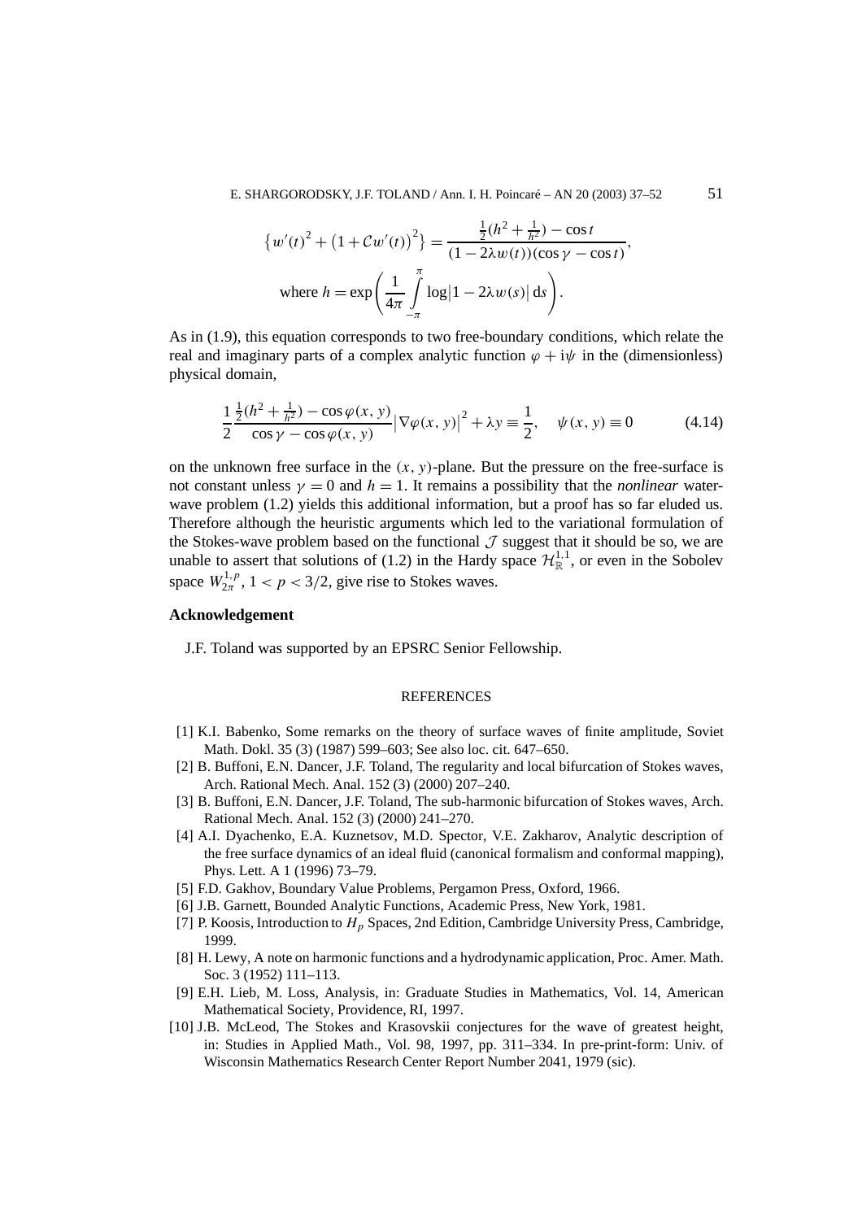$$\left\{w'(t)^2 + \left(1 + \mathcal{C}w'(t)\right)^2\right\} = \frac{\frac{1}{2}(h^2 + \frac{1}{h^2}) - \cos t}{(1 - 2\lambda w(t))(\cos\gamma - \cos t)},$$

$$\text{where } h = \exp\left(\frac{1}{4\pi}\int_{-\pi}^{\pi} \log\left|1 - 2\lambda w(s)\right| \mathrm{d}s\right).$$

As in (1.9), this equation corresponds to two free-boundary conditions, which relate the real and imaginary parts of a complex analytic function $\varphi + \mathrm{i}\psi$ in the (dimensionless) physical domain,

$$\frac{1}{2}\frac{\frac{1}{2}(h^2 + \frac{1}{h^2}) - \cos\varphi(x, y)}{\cos\gamma - \cos\varphi(x, y)}\left|\nabla\varphi(x, y)\right|^2 + \lambda y \equiv \frac{1}{2}, \quad \psi(x, y) \equiv 0 \tag{4.14}$$

on the unknown free surface in the $(x, y)$-plane. But the pressure on the free-surface is not constant unless $\gamma = 0$ and $h = 1$. It remains a possibility that the *nonlinear* water-wave problem (1.2) yields this additional information, but a proof has so far eluded us. Therefore although the heuristic arguments which led to the variational formulation of the Stokes-wave problem based on the functional $\mathcal{J}$ suggest that it should be so, we are unable to assert that solutions of (1.2) in the Hardy space $\mathcal{H}^{1,1}_{\mathbb{R}}$, or even in the Sobolev space $W^{1,p}_{2\pi}$, $1 < p < 3/2$, give rise to Stokes waves.

## Acknowledgement

J.F. Toland was supported by an EPSRC Senior Fellowship.

## REFERENCES

[1] K.I. Babenko, Some remarks on the theory of surface waves of finite amplitude, Soviet Math. Dokl. 35 (3) (1987) 599–603; See also loc. cit. 647–650.

[2] B. Buffoni, E.N. Dancer, J.F. Toland, The regularity and local bifurcation of Stokes waves, Arch. Rational Mech. Anal. 152 (3) (2000) 207–240.

[3] B. Buffoni, E.N. Dancer, J.F. Toland, The sub-harmonic bifurcation of Stokes waves, Arch. Rational Mech. Anal. 152 (3) (2000) 241–270.

[4] A.I. Dyachenko, E.A. Kuznetsov, M.D. Spector, V.E. Zakharov, Analytic description of the free surface dynamics of an ideal fluid (canonical formalism and conformal mapping), Phys. Lett. A 1 (1996) 73–79.

[5] F.D. Gakhov, Boundary Value Problems, Pergamon Press, Oxford, 1966.

[6] J.B. Garnett, Bounded Analytic Functions, Academic Press, New York, 1981.

[7] P. Koosis, Introduction to $H_p$ Spaces, 2nd Edition, Cambridge University Press, Cambridge, 1999.

[8] H. Lewy, A note on harmonic functions and a hydrodynamic application, Proc. Amer. Math. Soc. 3 (1952) 111–113.

[9] E.H. Lieb, M. Loss, Analysis, in: Graduate Studies in Mathematics, Vol. 14, American Mathematical Society, Providence, RI, 1997.

[10] J.B. McLeod, The Stokes and Krasovskii conjectures for the wave of greatest height, in: Studies in Applied Math., Vol. 98, 1997, pp. 311–334. In pre-print-form: Univ. of Wisconsin Mathematics Research Center Report Number 2041, 1979 (sic).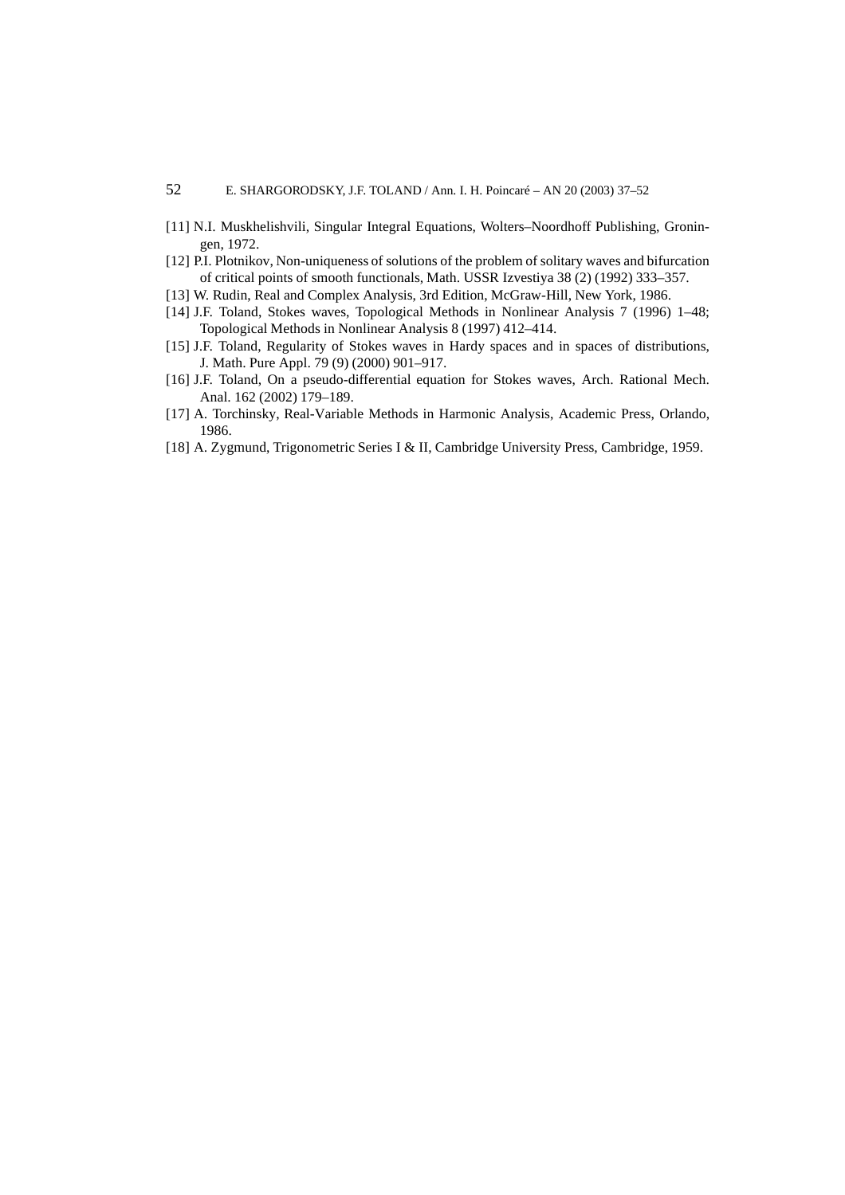[11] N.I. Muskhelishvili, Singular Integral Equations, Wolters–Noordhoff Publishing, Groningen, 1972.

[12] P.I. Plotnikov, Non-uniqueness of solutions of the problem of solitary waves and bifurcation of critical points of smooth functionals, Math. USSR Izvestiya 38 (2) (1992) 333–357.

[13] W. Rudin, Real and Complex Analysis, 3rd Edition, McGraw-Hill, New York, 1986.

[14] J.F. Toland, Stokes waves, Topological Methods in Nonlinear Analysis 7 (1996) 1–48; Topological Methods in Nonlinear Analysis 8 (1997) 412–414.

[15] J.F. Toland, Regularity of Stokes waves in Hardy spaces and in spaces of distributions, J. Math. Pure Appl. 79 (9) (2000) 901–917.

[16] J.F. Toland, On a pseudo-differential equation for Stokes waves, Arch. Rational Mech. Anal. 162 (2002) 179–189.

[17] A. Torchinsky, Real-Variable Methods in Harmonic Analysis, Academic Press, Orlando, 1986.

[18] A. Zygmund, Trigonometric Series I & II, Cambridge University Press, Cambridge, 1959.